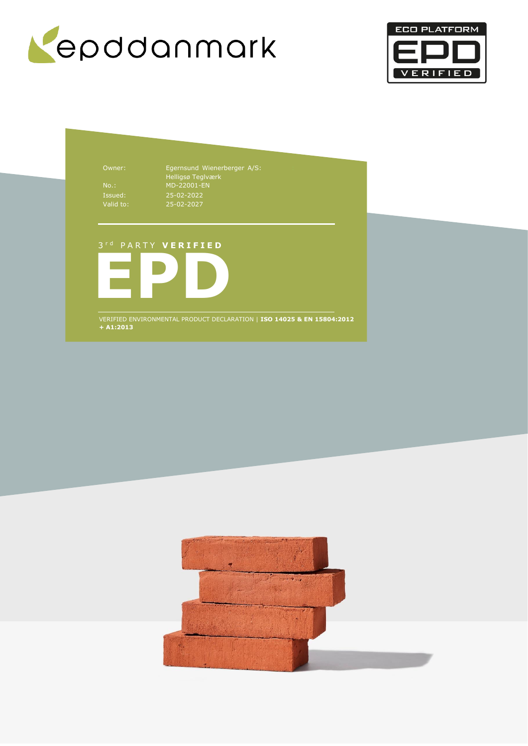epddanmark

ECO PLATFORM EPD VERIFIED

| | |
|---|---|
| Owner: | Egernsund Wienerberger A/S: Helligsø Teglværk |
| No.: | MD-22001-EN |
| Issued: | 25-02-2022 |
| Valid to: | 25-02-2027 |

3rd PARTY **VERIFIED**

# EPD

VERIFIED ENVIRONMENTAL PRODUCT DECLARATION | **ISO 14025 & EN 15804:2012 + A1:2013**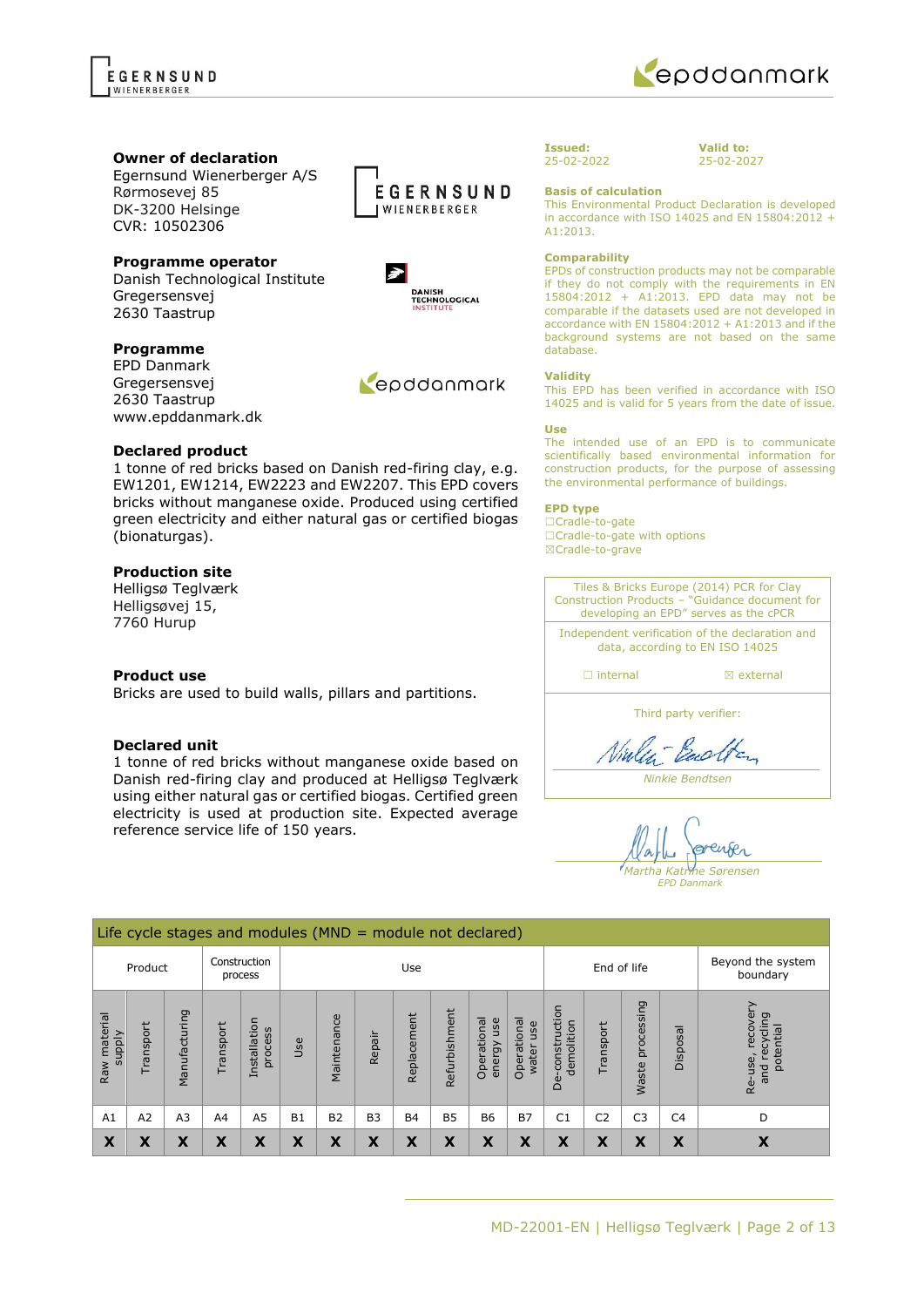**Owner of declaration**
Egernsund Wienerberger A/S
Rørmosevej 85
DK-3200 Helsinge
CVR: 10502306

**Programme operator**
Danish Technological Institute
Gregersensvej
2630 Taastrup

**Programme**
EPD Danmark
Gregersensvej
2630 Taastrup
www.epddanmark.dk

**Declared product**
1 tonne of red bricks based on Danish red-firing clay, e.g. EW1201, EW1214, EW2223 and EW2207. This EPD covers bricks without manganese oxide. Produced using certified green electricity and either natural gas or certified biogas (bionaturgas).

**Production site**
Helligsø Teglværk
Helligsøvej 15,
7760 Hurup

**Product use**
Bricks are used to build walls, pillars and partitions.

**Declared unit**
1 tonne of red bricks without manganese oxide based on Danish red-firing clay and produced at Helligsø Teglværk using either natural gas or certified biogas. Certified green electricity is used at production site. Expected average reference service life of 150 years.

**Issued:**
25-02-2022

**Valid to:**
25-02-2027

**Basis of calculation**
This Environmental Product Declaration is developed in accordance with ISO 14025 and EN 15804:2012 + A1:2013.

**Comparability**
EPDs of construction products may not be comparable if they do not comply with the requirements in EN 15804:2012 + A1:2013. EPD data may not be comparable if the datasets used are not developed in accordance with EN 15804:2012 + A1:2013 and if the background systems are not based on the same database.

**Validity**
This EPD has been verified in accordance with ISO 14025 and is valid for 5 years from the date of issue.

**Use**
The intended use of an EPD is to communicate scientifically based environmental information for construction products, for the purpose of assessing the environmental performance of buildings.

**EPD type**
☐Cradle-to-gate
☐Cradle-to-gate with options
☒Cradle-to-grave

Tiles & Bricks Europe (2014) PCR for Clay Construction Products – "Guidance document for developing an EPD" serves as the cPCR

Independent verification of the declaration and data, according to EN ISO 14025

☐ internal ☒ external

Third party verifier:

*Ninkie Bendtsen*

*Martha Katrine Sørensen*
*EPD Danmark*

| Life cycle stages and modules (MND = module not declared) | | | | | | | | | | | | | | | | |
|---|---|---|---|---|---|---|---|---|---|---|---|---|---|---|---|---|
| Product | | | Construction process | | Use | | | | | | | End of life | | | | Beyond the system boundary |
| Raw material supply | Transport | Manufacturing | Transport | Installation process | Use | Maintenance | Repair | Replacement | Refurbishment | Operational energy use | Operational water use | De-construction demolition | Transport | Waste processing | Disposal | Re-use, recovery and recycling potential |
| A1 | A2 | A3 | A4 | A5 | B1 | B2 | B3 | B4 | B5 | B6 | B7 | C1 | C2 | C3 | C4 | D |
| X | X | X | X | X | X | X | X | X | X | X | X | X | X | X | X | X |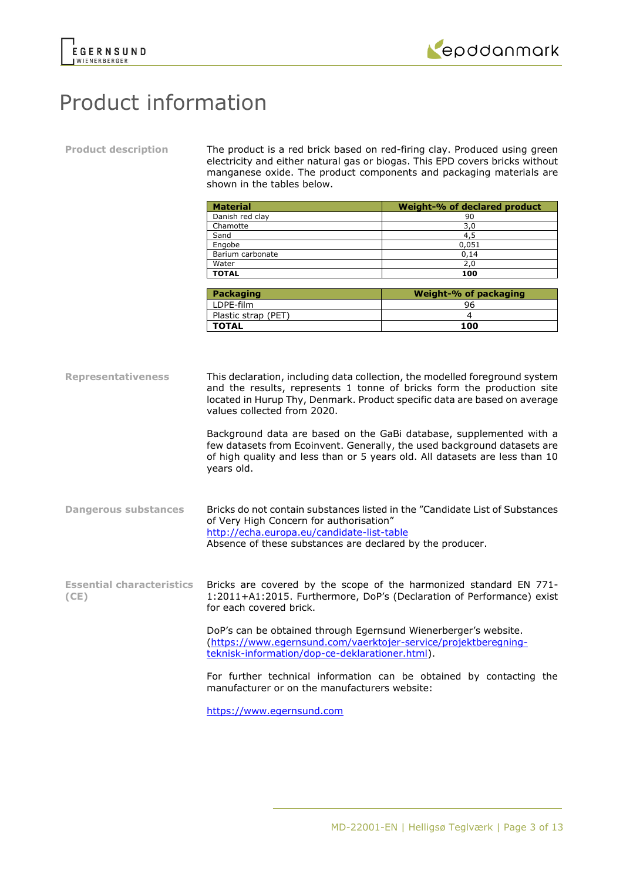# Product information

**Product description**

The product is a red brick based on red-firing clay. Produced using green electricity and either natural gas or biogas. This EPD covers bricks without manganese oxide. The product components and packaging materials are shown in the tables below.

| Material | Weight-% of declared product |
|---|---|
| Danish red clay | 90 |
| Chamotte | 3,0 |
| Sand | 4,5 |
| Engobe | 0,051 |
| Barium carbonate | 0,14 |
| Water | 2,0 |
| **TOTAL** | **100** |

| Packaging | Weight-% of packaging |
|---|---|
| LDPE-film | 96 |
| Plastic strap (PET) | 4 |
| **TOTAL** | **100** |

**Representativeness**

This declaration, including data collection, the modelled foreground system and the results, represents 1 tonne of bricks form the production site located in Hurup Thy, Denmark. Product specific data are based on average values collected from 2020.

Background data are based on the GaBi database, supplemented with a few datasets from Ecoinvent. Generally, the used background datasets are of high quality and less than or 5 years old. All datasets are less than 10 years old.

**Dangerous substances**

Bricks do not contain substances listed in the "Candidate List of Substances of Very High Concern for authorisation"
http://echa.europa.eu/candidate-list-table
Absence of these substances are declared by the producer.

**Essential characteristics (CE)**

Bricks are covered by the scope of the harmonized standard EN 771-1:2011+A1:2015. Furthermore, DoP's (Declaration of Performance) exist for each covered brick.

DoP's can be obtained through Egernsund Wienerberger's website. (https://www.egernsund.com/vaerktojer-service/projektberegning-teknisk-information/dop-ce-deklarationer.html).

For further technical information can be obtained by contacting the manufacturer or on the manufacturers website:

https://www.egernsund.com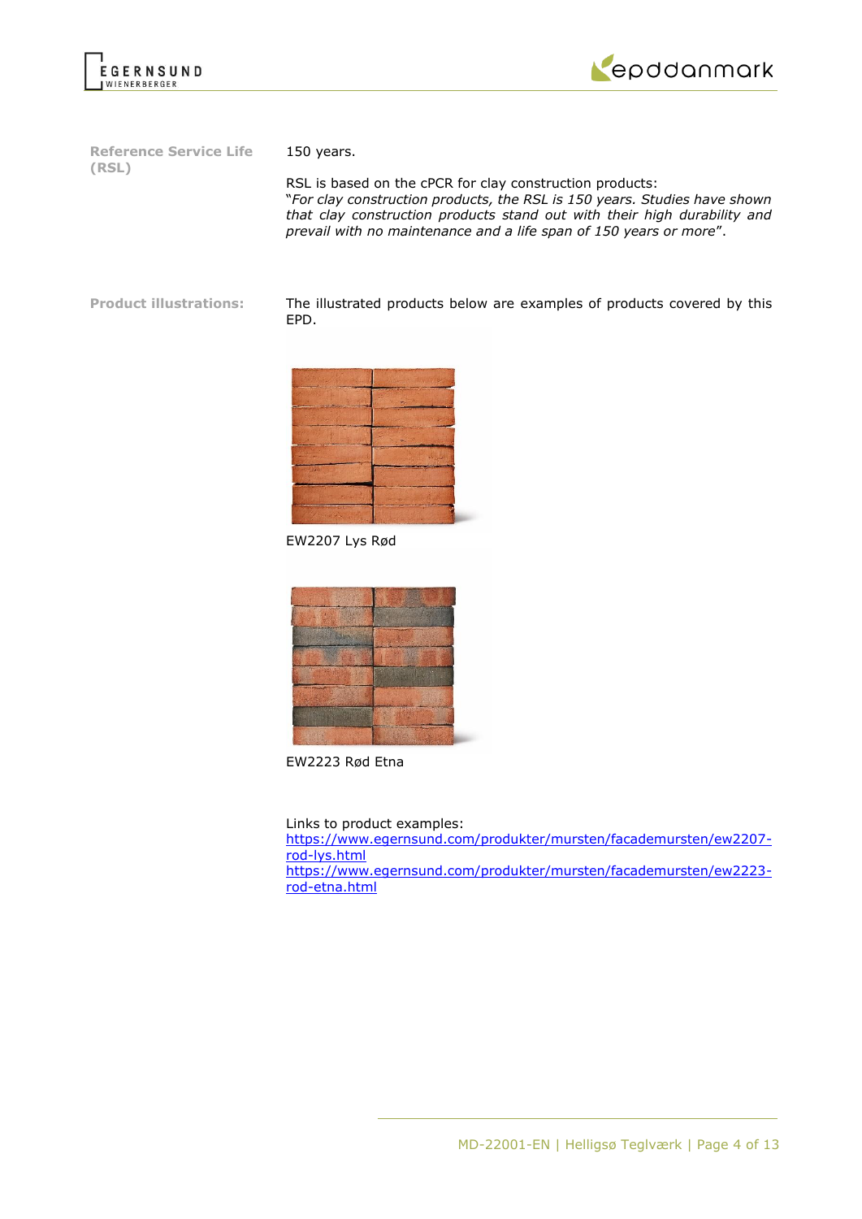**Reference Service Life (RSL)**

150 years.

RSL is based on the cPCR for clay construction products:
"*For clay construction products, the RSL is 150 years. Studies have shown that clay construction products stand out with their high durability and prevail with no maintenance and a life span of 150 years or more*".

**Product illustrations:**

The illustrated products below are examples of products covered by this EPD.

EW2207 Lys Rød

EW2223 Rød Etna

Links to product examples:
[https://www.egernsund.com/produkter/mursten/facademursten/ew2207-rod-lys.html](https://www.egernsund.com/produkter/mursten/facademursten/ew2207-rod-lys.html)
[https://www.egernsund.com/produkter/mursten/facademursten/ew2223-rod-etna.html](https://www.egernsund.com/produkter/mursten/facademursten/ew2223-rod-etna.html)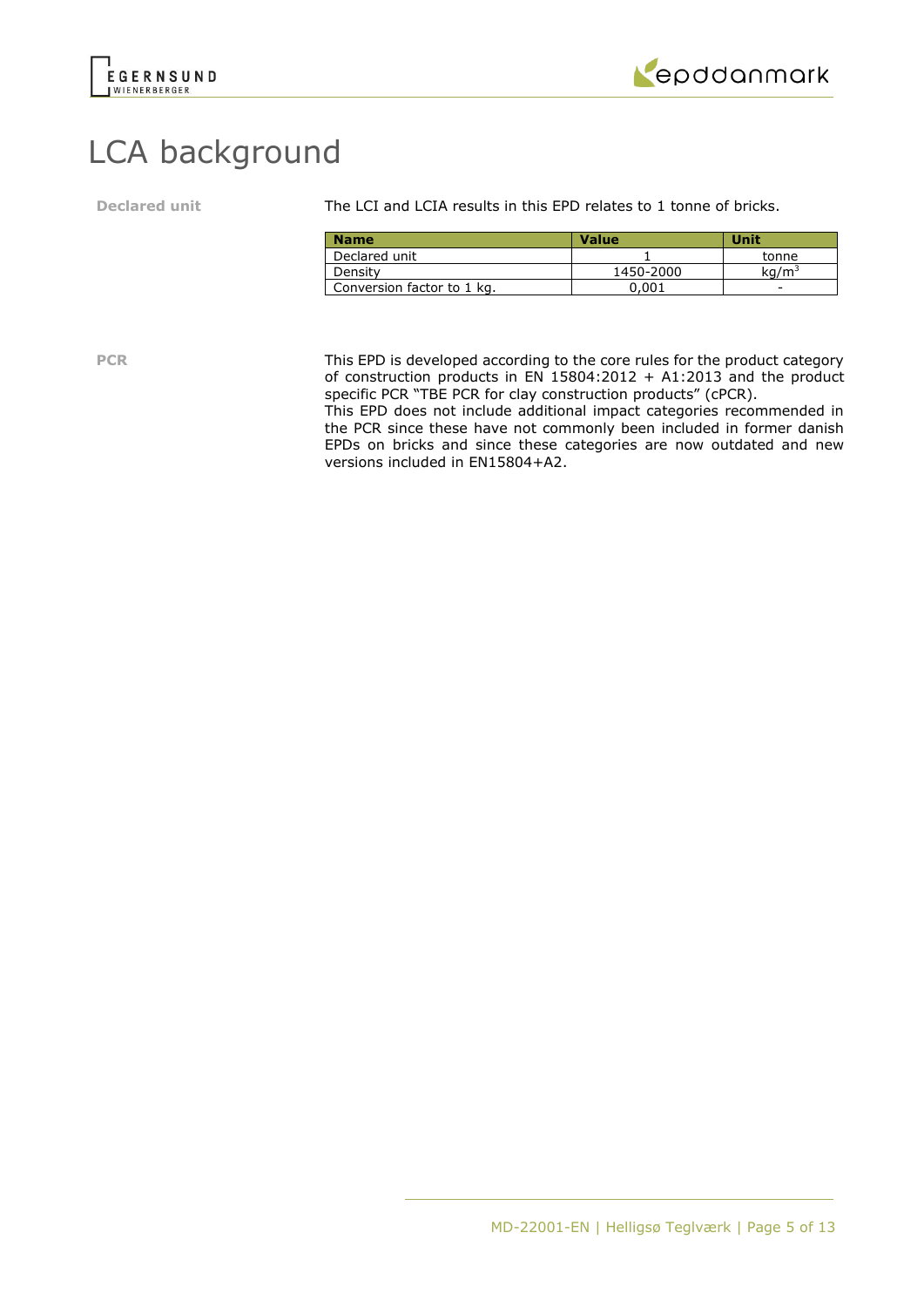# LCA background

**Declared unit**

The LCI and LCIA results in this EPD relates to 1 tonne of bricks.

| Name | Value | Unit |
|---|---|---|
| Declared unit | 1 | tonne |
| Density | 1450-2000 | $kg/m^3$ |
| Conversion factor to 1 kg. | 0,001 | - |

**PCR**

This EPD is developed according to the core rules for the product category of construction products in EN 15804:2012 + A1:2013 and the product specific PCR "TBE PCR for clay construction products" (cPCR).
This EPD does not include additional impact categories recommended in the PCR since these have not commonly been included in former danish EPDs on bricks and since these categories are now outdated and new versions included in EN15804+A2.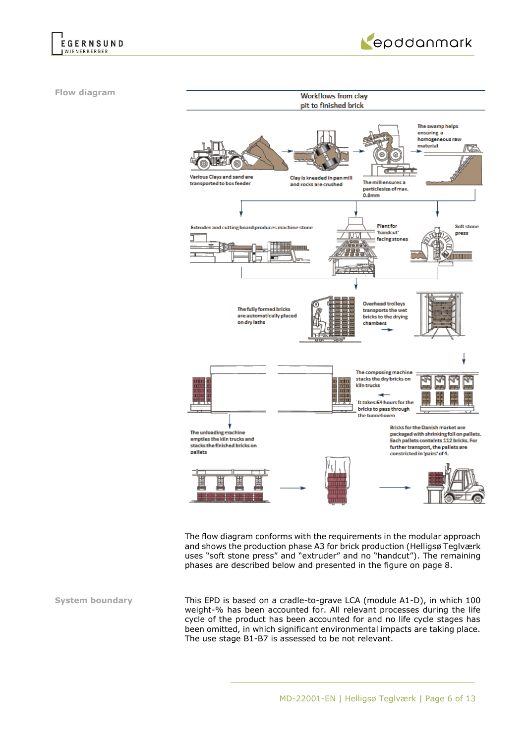## Flow diagram

Workflows from clay pit to finished brick

Various Clays and sand are transported to box feeder

Clay is kneaded in pan mill and rocks are crushed

The mill ensures a particlesize of max. 0.8mm

The swamp helps ensuring a homogeneous raw material

Extruder and cutting board produces machine stone

Plant for 'handcut' facing stones

Soft stone press

The fully formed bricks are automatically placed on dry laths

Overhead trolleys transports the wet bricks to the drying chambers

The composing machine stacks the dry bricks on kiln trucks

It takes 64 hours for the bricks to pass through the tunnel oven

The unloading machine empties the kiln trucks and stacks the finished bricks on pallets

Bricks for the Danish market are packaged with shrinking foil on pallets. Each pallets containts 112 bricks. For further transport, the pallets are constricted in 'pairs' of 4.

The flow diagram conforms with the requirements in the modular approach and shows the production phase A3 for brick production (Helligsø Teglværk uses "soft stone press" and "extruder" and no "handcut"). The remaining phases are described below and presented in the figure on page 8.

## System boundary

This EPD is based on a cradle-to-grave LCA (module A1-D), in which 100 weight-% has been accounted for. All relevant processes during the life cycle of the product has been accounted for and no life cycle stages has been omitted, in which significant environmental impacts are taking place. The use stage B1-B7 is assessed to be not relevant.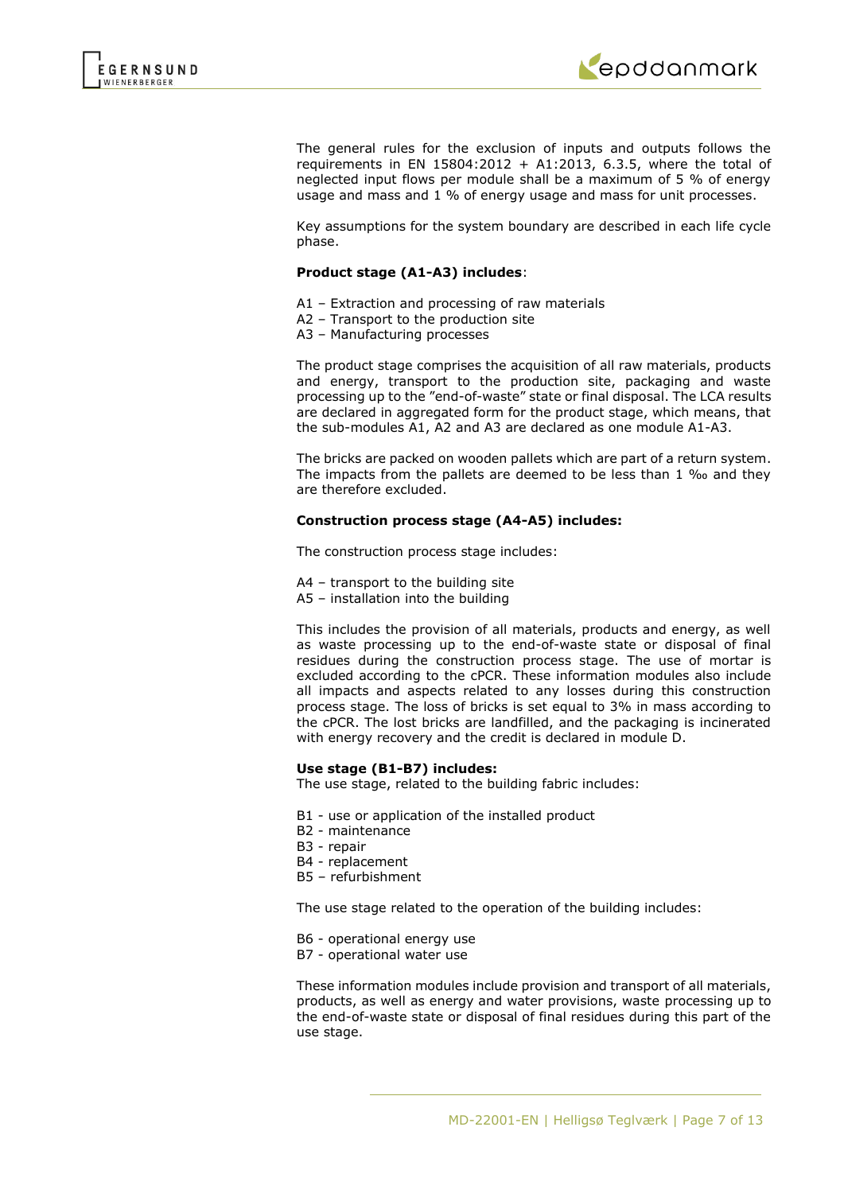The general rules for the exclusion of inputs and outputs follows the requirements in EN 15804:2012 + A1:2013, 6.3.5, where the total of neglected input flows per module shall be a maximum of 5 % of energy usage and mass and 1 % of energy usage and mass for unit processes.

Key assumptions for the system boundary are described in each life cycle phase.

**Product stage (A1-A3) includes**:

A1 – Extraction and processing of raw materials
A2 – Transport to the production site
A3 – Manufacturing processes

The product stage comprises the acquisition of all raw materials, products and energy, transport to the production site, packaging and waste processing up to the "end-of-waste" state or final disposal. The LCA results are declared in aggregated form for the product stage, which means, that the sub-modules A1, A2 and A3 are declared as one module A1-A3.

The bricks are packed on wooden pallets which are part of a return system. The impacts from the pallets are deemed to be less than 1 ‰ and they are therefore excluded.

**Construction process stage (A4-A5) includes:**

The construction process stage includes:

A4 – transport to the building site
A5 – installation into the building

This includes the provision of all materials, products and energy, as well as waste processing up to the end-of-waste state or disposal of final residues during the construction process stage. The use of mortar is excluded according to the cPCR. These information modules also include all impacts and aspects related to any losses during this construction process stage. The loss of bricks is set equal to 3% in mass according to the cPCR. The lost bricks are landfilled, and the packaging is incinerated with energy recovery and the credit is declared in module D.

**Use stage (B1-B7) includes:**

The use stage, related to the building fabric includes:

B1 - use or application of the installed product
B2 - maintenance
B3 - repair
B4 - replacement
B5 – refurbishment

The use stage related to the operation of the building includes:

B6 - operational energy use
B7 - operational water use

These information modules include provision and transport of all materials, products, as well as energy and water provisions, waste processing up to the end-of-waste state or disposal of final residues during this part of the use stage.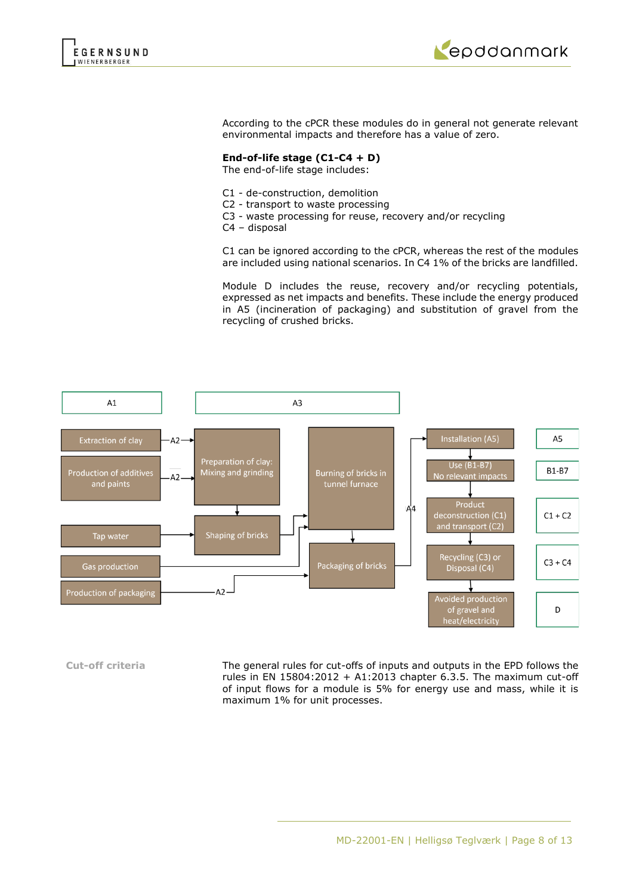According to the cPCR these modules do in general not generate relevant environmental impacts and therefore has a value of zero.

**End-of-life stage (C1-C4 + D)**
The end-of-life stage includes:

C1 - de-construction, demolition
C2 - transport to waste processing
C3 - waste processing for reuse, recovery and/or recycling
C4 – disposal

C1 can be ignored according to the cPCR, whereas the rest of the modules are included using national scenarios. In C4 1% of the bricks are landfilled.

Module D includes the reuse, recovery and/or recycling potentials, expressed as net impacts and benefits. These include the energy produced in A5 (incineration of packaging) and substitution of gravel from the recycling of crushed bricks.

A1 | A3

Extraction of clay —A2→ Preparation of clay: Mixing and grinding
Production of additives and paints —A2→ Preparation of clay: Mixing and grinding
Tap water → Shaping of bricks
Gas production → Burning of bricks in tunnel furnace
Production of packaging —A2→ Packaging of bricks
Preparation of clay: Mixing and grinding → Shaping of bricks → Burning of bricks in tunnel furnace → Packaging of bricks —A4→ Installation (A5)

Installation (A5) — A5
Use (B1-B7) No relevant impacts — B1-B7
Product deconstruction (C1) and transport (C2) — C1 + C2
Recycling (C3) or Disposal (C4) — C3 + C4
Avoided production of gravel and heat/electricity — D

**Cut-off criteria**

The general rules for cut-offs of inputs and outputs in the EPD follows the rules in EN 15804:2012 + A1:2013 chapter 6.3.5. The maximum cut-off of input flows for a module is 5% for energy use and mass, while it is maximum 1% for unit processes.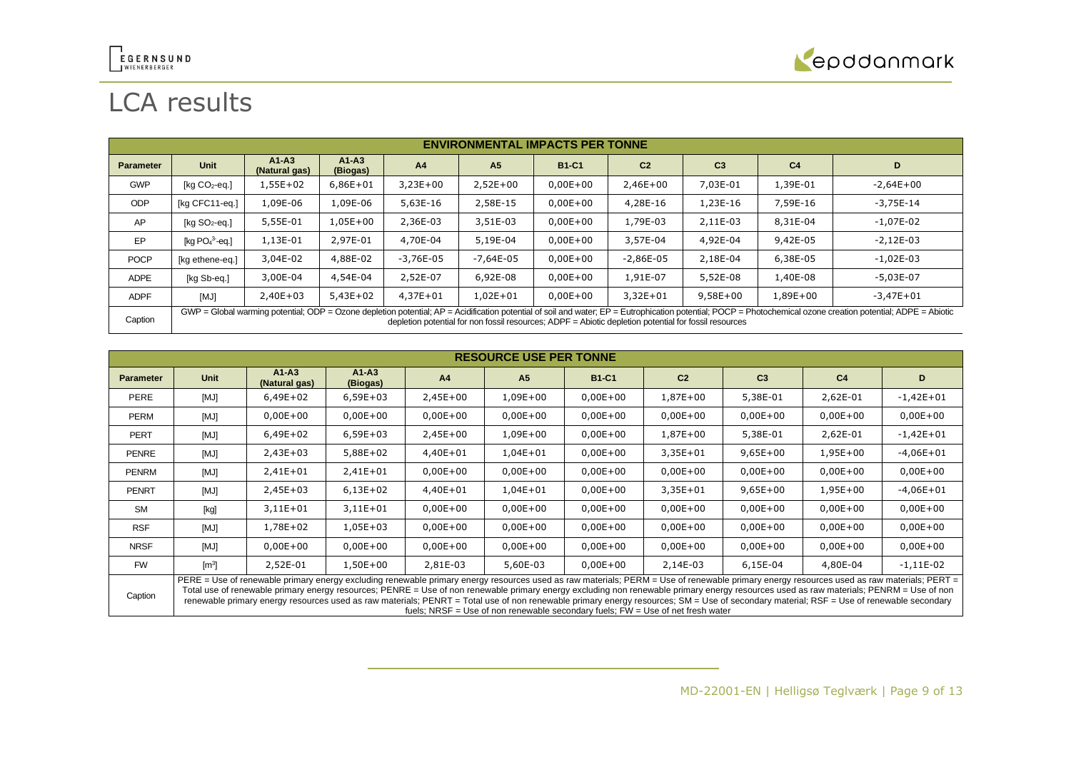# LCA results

| ENVIRONMENTAL IMPACTS PER TONNE | | | | | | | | | | |
|---|---|---|---|---|---|---|---|---|---|---|
| **Parameter** | **Unit** | **A1-A3 (Natural gas)** | **A1-A3 (Biogas)** | **A4** | **A5** | **B1-C1** | **C2** | **C3** | **C4** | **D** |
| GWP | [kg $CO_2$-eq.] | 1,55E+02 | 6,86E+01 | 3,23E+00 | 2,52E+00 | 0,00E+00 | 2,46E+00 | 7,03E-01 | 1,39E-01 | -2,64E+00 |
| ODP | [kg CFC11-eq.] | 1,09E-06 | 1,09E-06 | 5,63E-16 | 2,58E-15 | 0,00E+00 | 4,28E-16 | 1,23E-16 | 7,59E-16 | -3,75E-14 |
| AP | [kg $SO_2$-eq.] | 5,55E-01 | 1,05E+00 | 2,36E-03 | 3,51E-03 | 0,00E+00 | 1,79E-03 | 2,11E-03 | 8,31E-04 | -1,07E-02 |
| EP | [kg $PO_4^{3-}$-eq.] | 1,13E-01 | 2,97E-01 | 4,70E-04 | 5,19E-04 | 0,00E+00 | 3,57E-04 | 4,92E-04 | 9,42E-05 | -2,12E-03 |
| POCP | [kg ethene-eq.] | 3,04E-02 | 4,88E-02 | -3,76E-05 | -7,64E-05 | 0,00E+00 | -2,86E-05 | 2,18E-04 | 6,38E-05 | -1,02E-03 |
| ADPE | [kg Sb-eq.] | 3,00E-04 | 4,54E-04 | 2,52E-07 | 6,92E-08 | 0,00E+00 | 1,91E-07 | 5,52E-08 | 1,40E-08 | -5,03E-07 |
| ADPF | [MJ] | 2,40E+03 | 5,43E+02 | 4,37E+01 | 1,02E+01 | 0,00E+00 | 3,32E+01 | 9,58E+00 | 1,89E+00 | -3,47E+01 |
| Caption | GWP = Global warming potential; ODP = Ozone depletion potential; AP = Acidification potential of soil and water; EP = Eutrophication potential; POCP = Photochemical ozone creation potential; ADPE = Abiotic depletion potential for non fossil resources; ADPF = Abiotic depletion potential for fossil resources | | | | | | | | | |

| RESOURCE USE PER TONNE | | | | | | | | | | |
|---|---|---|---|---|---|---|---|---|---|---|
| **Parameter** | **Unit** | **A1-A3 (Natural gas)** | **A1-A3 (Biogas)** | **A4** | **A5** | **B1-C1** | **C2** | **C3** | **C4** | **D** |
| PERE | [MJ] | 6,49E+02 | 6,59E+03 | 2,45E+00 | 1,09E+00 | 0,00E+00 | 1,87E+00 | 5,38E-01 | 2,62E-01 | -1,42E+01 |
| PERM | [MJ] | 0,00E+00 | 0,00E+00 | 0,00E+00 | 0,00E+00 | 0,00E+00 | 0,00E+00 | 0,00E+00 | 0,00E+00 | 0,00E+00 |
| PERT | [MJ] | 6,49E+02 | 6,59E+03 | 2,45E+00 | 1,09E+00 | 0,00E+00 | 1,87E+00 | 5,38E-01 | 2,62E-01 | -1,42E+01 |
| PENRE | [MJ] | 2,43E+03 | 5,88E+02 | 4,40E+01 | 1,04E+01 | 0,00E+00 | 3,35E+01 | 9,65E+00 | 1,95E+00 | -4,06E+01 |
| PENRM | [MJ] | 2,41E+01 | 2,41E+01 | 0,00E+00 | 0,00E+00 | 0,00E+00 | 0,00E+00 | 0,00E+00 | 0,00E+00 | 0,00E+00 |
| PENRT | [MJ] | 2,45E+03 | 6,13E+02 | 4,40E+01 | 1,04E+01 | 0,00E+00 | 3,35E+01 | 9,65E+00 | 1,95E+00 | -4,06E+01 |
| SM | [kg] | 3,11E+01 | 3,11E+01 | 0,00E+00 | 0,00E+00 | 0,00E+00 | 0,00E+00 | 0,00E+00 | 0,00E+00 | 0,00E+00 |
| RSF | [MJ] | 1,78E+02 | 1,05E+03 | 0,00E+00 | 0,00E+00 | 0,00E+00 | 0,00E+00 | 0,00E+00 | 0,00E+00 | 0,00E+00 |
| NRSF | [MJ] | 0,00E+00 | 0,00E+00 | 0,00E+00 | 0,00E+00 | 0,00E+00 | 0,00E+00 | 0,00E+00 | 0,00E+00 | 0,00E+00 |
| FW | [$m^3$] | 2,52E-01 | 1,50E+00 | 2,81E-03 | 5,60E-03 | 0,00E+00 | 2,14E-03 | 6,15E-04 | 4,80E-04 | -1,11E-02 |
| Caption | PERE = Use of renewable primary energy excluding renewable primary energy resources used as raw materials; PERM = Use of renewable primary energy resources used as raw materials; PERT = Total use of renewable primary energy resources; PENRE = Use of non renewable primary energy excluding non renewable primary energy resources used as raw materials; PENRM = Use of non renewable primary energy resources used as raw materials; PENRT = Total use of non renewable primary energy resources; SM = Use of secondary material; RSF = Use of renewable secondary fuels; NRSF = Use of non renewable secondary fuels; FW = Use of net fresh water | | | | | | | | | |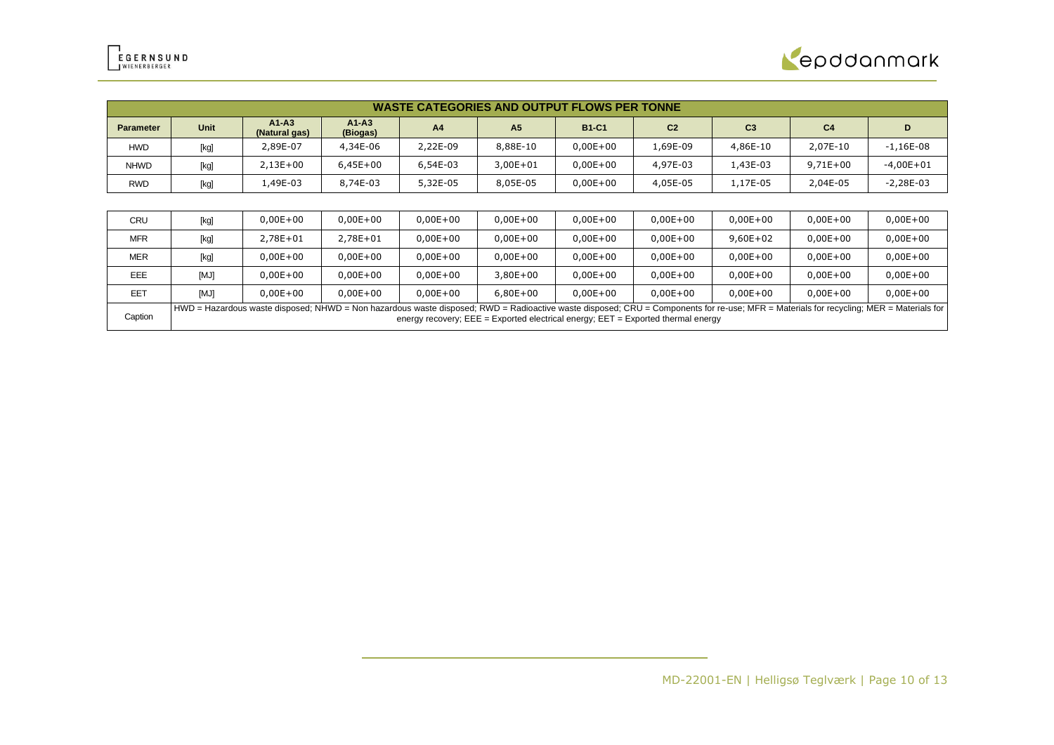| WASTE CATEGORIES AND OUTPUT FLOWS PER TONNE | | | | | | | | | | |
|---|---|---|---|---|---|---|---|---|---|---|
| **Parameter** | **Unit** | **A1-A3 (Natural gas)** | **A1-A3 (Biogas)** | **A4** | **A5** | **B1-C1** | **C2** | **C3** | **C4** | **D** |
| HWD | [kg] | 2,89E-07 | 4,34E-06 | 2,22E-09 | 8,88E-10 | 0,00E+00 | 1,69E-09 | 4,86E-10 | 2,07E-10 | -1,16E-08 |
| NHWD | [kg] | 2,13E+00 | 6,45E+00 | 6,54E-03 | 3,00E+01 | 0,00E+00 | 4,97E-03 | 1,43E-03 | 9,71E+00 | -4,00E+01 |
| RWD | [kg] | 1,49E-03 | 8,74E-03 | 5,32E-05 | 8,05E-05 | 0,00E+00 | 4,05E-05 | 1,17E-05 | 2,04E-05 | -2,28E-03 |
| CRU | [kg] | 0,00E+00 | 0,00E+00 | 0,00E+00 | 0,00E+00 | 0,00E+00 | 0,00E+00 | 0,00E+00 | 0,00E+00 | 0,00E+00 |
| MFR | [kg] | 2,78E+01 | 2,78E+01 | 0,00E+00 | 0,00E+00 | 0,00E+00 | 0,00E+00 | 9,60E+02 | 0,00E+00 | 0,00E+00 |
| MER | [kg] | 0,00E+00 | 0,00E+00 | 0,00E+00 | 0,00E+00 | 0,00E+00 | 0,00E+00 | 0,00E+00 | 0,00E+00 | 0,00E+00 |
| EEE | [MJ] | 0,00E+00 | 0,00E+00 | 0,00E+00 | 3,80E+00 | 0,00E+00 | 0,00E+00 | 0,00E+00 | 0,00E+00 | 0,00E+00 |
| EET | [MJ] | 0,00E+00 | 0,00E+00 | 0,00E+00 | 6,80E+00 | 0,00E+00 | 0,00E+00 | 0,00E+00 | 0,00E+00 | 0,00E+00 |
| Caption | HWD = Hazardous waste disposed; NHWD = Non hazardous waste disposed; RWD = Radioactive waste disposed; CRU = Components for re-use; MFR = Materials for recycling; MER = Materials for energy recovery; EEE = Exported electrical energy; EET = Exported thermal energy | | | | | | | | | |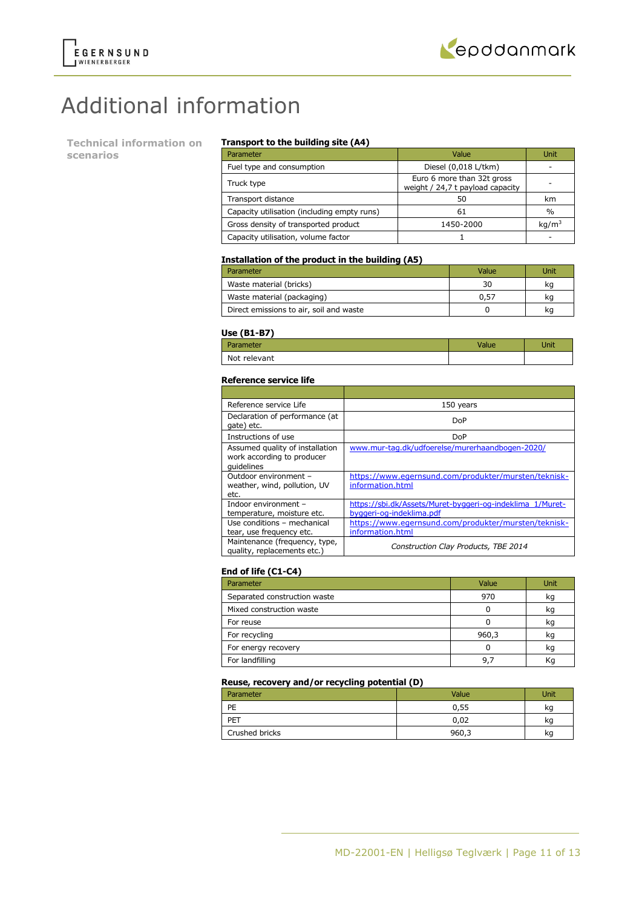# Additional information

## Technical information on scenarios

### Transport to the building site (A4)

| Parameter | Value | Unit |
|---|---|---|
| Fuel type and consumption | Diesel (0,018 L/tkm) | - |
| Truck type | Euro 6 more than 32t gross weight / 24,7 t payload capacity | - |
| Transport distance | 50 | km |
| Capacity utilisation (including empty runs) | 61 | % |
| Gross density of transported product | 1450-2000 | $kg/m^3$ |
| Capacity utilisation, volume factor | 1 | - |

### Installation of the product in the building (A5)

| Parameter | Value | Unit |
|---|---|---|
| Waste material (bricks) | 30 | kg |
| Waste material (packaging) | 0,57 | kg |
| Direct emissions to air, soil and waste | 0 | kg |

### Use (B1-B7)

| Parameter | Value | Unit |
|---|---|---|
| Not relevant | | |

### Reference service life

| | |
|---|---|
| Reference service Life | 150 years |
| Declaration of performance (at gate) etc. | DoP |
| Instructions of use | DoP |
| Assumed quality of installation work according to producer guidelines | www.mur-tag.dk/udfoerelse/murerhaandbogen-2020/ |
| Outdoor environment – weather, wind, pollution, UV etc. | https://www.egernsund.com/produkter/mursten/teknisk-information.html |
| Indoor environment – temperature, moisture etc. | https://sbi.dk/Assets/Muret-byggeri-og-indeklima_1/Muret-byggeri-og-indeklima.pdf |
| Use conditions – mechanical tear, use frequency etc. | https://www.egernsund.com/produkter/mursten/teknisk-information.html |
| Maintenance (frequency, type, quality, replacements etc.) | *Construction Clay Products, TBE 2014* |

### End of life (C1-C4)

| Parameter | Value | Unit |
|---|---|---|
| Separated construction waste | 970 | kg |
| Mixed construction waste | 0 | kg |
| For reuse | 0 | kg |
| For recycling | 960,3 | kg |
| For energy recovery | 0 | kg |
| For landfilling | 9,7 | Kg |

### Reuse, recovery and/or recycling potential (D)

| Parameter | Value | Unit |
|---|---|---|
| PE | 0,55 | kg |
| PET | 0,02 | kg |
| Crushed bricks | 960,3 | kg |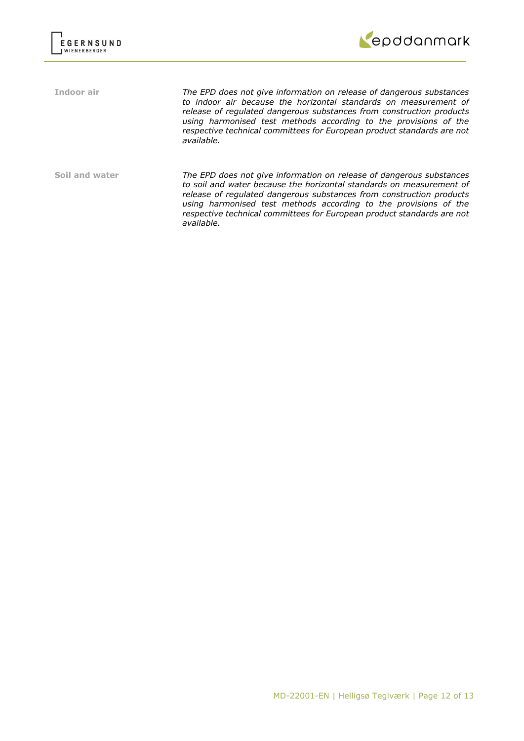**Indoor air**

*The EPD does not give information on release of dangerous substances to indoor air because the horizontal standards on measurement of release of regulated dangerous substances from construction products using harmonised test methods according to the provisions of the respective technical committees for European product standards are not available.*

**Soil and water**

*The EPD does not give information on release of dangerous substances to soil and water because the horizontal standards on measurement of release of regulated dangerous substances from construction products using harmonised test methods according to the provisions of the respective technical committees for European product standards are not available.*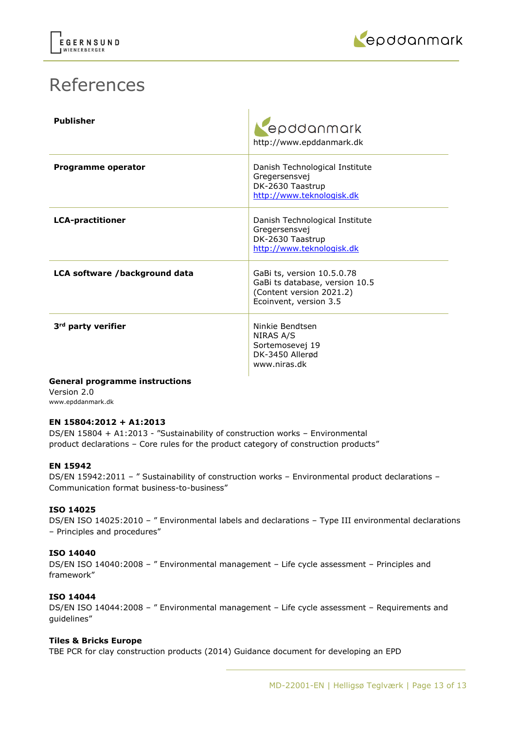# References

| | |
|---|---|
| **Publisher** | epddanmark<br>http://www.epddanmark.dk |
| **Programme operator** | Danish Technological Institute<br>Gregersensvej<br>DK-2630 Taastrup<br>http://www.teknologisk.dk |
| **LCA-practitioner** | Danish Technological Institute<br>Gregersensvej<br>DK-2630 Taastrup<br>http://www.teknologisk.dk |
| **LCA software /background data** | GaBi ts, version 10.5.0.78<br>GaBi ts database, version 10.5<br>(Content version 2021.2)<br>Ecoinvent, version 3.5 |
| **3rd party verifier** | Ninkie Bendtsen<br>NIRAS A/S<br>Sortemosevej 19<br>DK-3450 Allerød<br>www.niras.dk |

**General programme instructions**
Version 2.0
www.epddanmark.dk

**EN 15804:2012 + A1:2013**
DS/EN 15804 + A1:2013 - "Sustainability of construction works – Environmental product declarations – Core rules for the product category of construction products"

**EN 15942**
DS/EN 15942:2011 – " Sustainability of construction works – Environmental product declarations – Communication format business-to-business"

**ISO 14025**
DS/EN ISO 14025:2010 – " Environmental labels and declarations – Type III environmental declarations – Principles and procedures"

**ISO 14040**
DS/EN ISO 14040:2008 – " Environmental management – Life cycle assessment – Principles and framework"

**ISO 14044**
DS/EN ISO 14044:2008 – " Environmental management – Life cycle assessment – Requirements and guidelines"

**Tiles & Bricks Europe**
TBE PCR for clay construction products (2014) Guidance document for developing an EPD